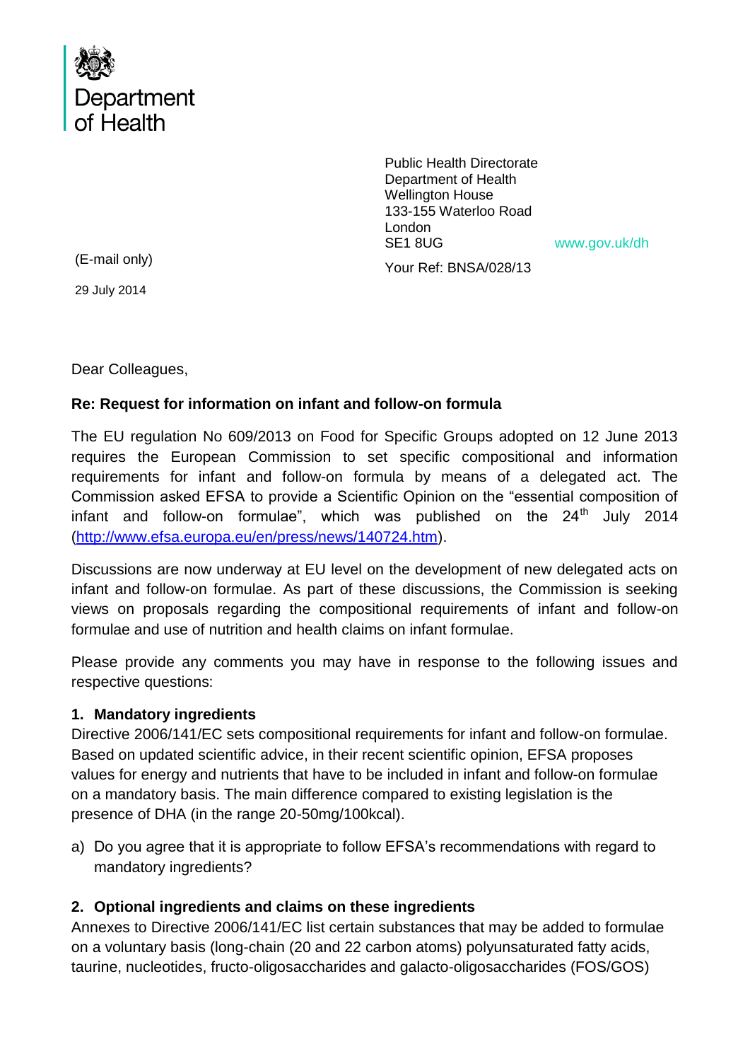Department of Health

Public Health Directorate
Department of Health
Wellington House
133-155 Waterloo Road
London
SE1 8UG

www.gov.uk/dh

(E-mail only)

Your Ref: BNSA/028/13

29 July 2014

Dear Colleagues,

**Re: Request for information on infant and follow-on formula**

The EU regulation No 609/2013 on Food for Specific Groups adopted on 12 June 2013 requires the European Commission to set specific compositional and information requirements for infant and follow-on formula by means of a delegated act. The Commission asked EFSA to provide a Scientific Opinion on the "essential composition of infant and follow-on formulae", which was published on the 24th July 2014 (http://www.efsa.europa.eu/en/press/news/140724.htm).

Discussions are now underway at EU level on the development of new delegated acts on infant and follow-on formulae. As part of these discussions, the Commission is seeking views on proposals regarding the compositional requirements of infant and follow-on formulae and use of nutrition and health claims on infant formulae.

Please provide any comments you may have in response to the following issues and respective questions:

**1. Mandatory ingredients**

Directive 2006/141/EC sets compositional requirements for infant and follow-on formulae. Based on updated scientific advice, in their recent scientific opinion, EFSA proposes values for energy and nutrients that have to be included in infant and follow-on formulae on a mandatory basis. The main difference compared to existing legislation is the presence of DHA (in the range 20-50mg/100kcal).

a) Do you agree that it is appropriate to follow EFSA's recommendations with regard to mandatory ingredients?

**2. Optional ingredients and claims on these ingredients**

Annexes to Directive 2006/141/EC list certain substances that may be added to formulae on a voluntary basis (long-chain (20 and 22 carbon atoms) polyunsaturated fatty acids, taurine, nucleotides, fructo-oligosaccharides and galacto-oligosaccharides (FOS/GOS)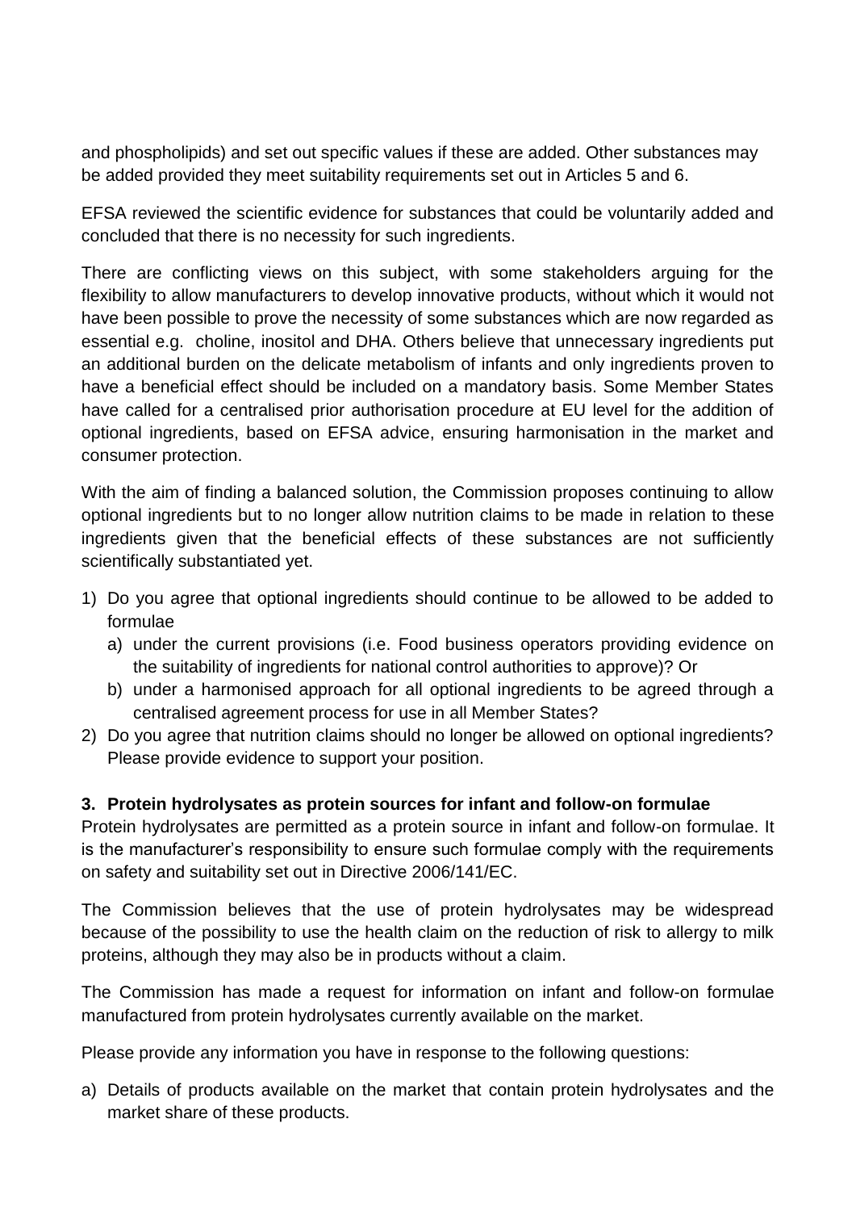and phospholipids) and set out specific values if these are added. Other substances may be added provided they meet suitability requirements set out in Articles 5 and 6.

EFSA reviewed the scientific evidence for substances that could be voluntarily added and concluded that there is no necessity for such ingredients.

There are conflicting views on this subject, with some stakeholders arguing for the flexibility to allow manufacturers to develop innovative products, without which it would not have been possible to prove the necessity of some substances which are now regarded as essential e.g. choline, inositol and DHA. Others believe that unnecessary ingredients put an additional burden on the delicate metabolism of infants and only ingredients proven to have a beneficial effect should be included on a mandatory basis. Some Member States have called for a centralised prior authorisation procedure at EU level for the addition of optional ingredients, based on EFSA advice, ensuring harmonisation in the market and consumer protection.

With the aim of finding a balanced solution, the Commission proposes continuing to allow optional ingredients but to no longer allow nutrition claims to be made in relation to these ingredients given that the beneficial effects of these substances are not sufficiently scientifically substantiated yet.

1) Do you agree that optional ingredients should continue to be allowed to be added to formulae
   a) under the current provisions (i.e. Food business operators providing evidence on the suitability of ingredients for national control authorities to approve)? Or
   b) under a harmonised approach for all optional ingredients to be agreed through a centralised agreement process for use in all Member States?
2) Do you agree that nutrition claims should no longer be allowed on optional ingredients? Please provide evidence to support your position.

### 3. Protein hydrolysates as protein sources for infant and follow-on formulae

Protein hydrolysates are permitted as a protein source in infant and follow-on formulae. It is the manufacturer's responsibility to ensure such formulae comply with the requirements on safety and suitability set out in Directive 2006/141/EC.

The Commission believes that the use of protein hydrolysates may be widespread because of the possibility to use the health claim on the reduction of risk to allergy to milk proteins, although they may also be in products without a claim.

The Commission has made a request for information on infant and follow-on formulae manufactured from protein hydrolysates currently available on the market.

Please provide any information you have in response to the following questions:

a) Details of products available on the market that contain protein hydrolysates and the market share of these products.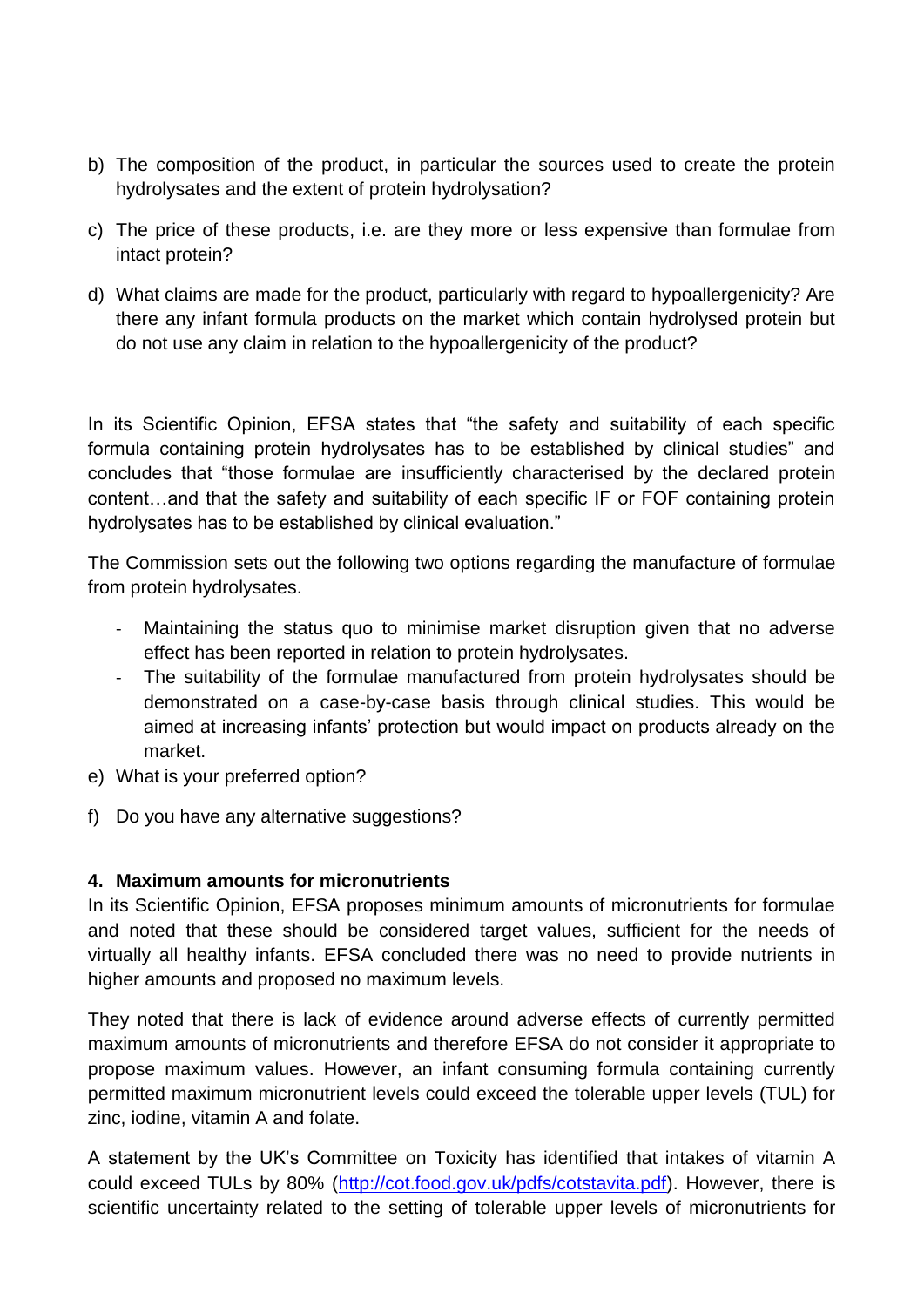b) The composition of the product, in particular the sources used to create the protein hydrolysates and the extent of protein hydrolysation?

c) The price of these products, i.e. are they more or less expensive than formulae from intact protein?

d) What claims are made for the product, particularly with regard to hypoallergenicity? Are there any infant formula products on the market which contain hydrolysed protein but do not use any claim in relation to the hypoallergenicity of the product?

In its Scientific Opinion, EFSA states that "the safety and suitability of each specific formula containing protein hydrolysates has to be established by clinical studies" and concludes that "those formulae are insufficiently characterised by the declared protein content…and that the safety and suitability of each specific IF or FOF containing protein hydrolysates has to be established by clinical evaluation."

The Commission sets out the following two options regarding the manufacture of formulae from protein hydrolysates.

- Maintaining the status quo to minimise market disruption given that no adverse effect has been reported in relation to protein hydrolysates.
- The suitability of the formulae manufactured from protein hydrolysates should be demonstrated on a case-by-case basis through clinical studies. This would be aimed at increasing infants' protection but would impact on products already on the market.

e) What is your preferred option?

f) Do you have any alternative suggestions?

**4. Maximum amounts for micronutrients**

In its Scientific Opinion, EFSA proposes minimum amounts of micronutrients for formulae and noted that these should be considered target values, sufficient for the needs of virtually all healthy infants. EFSA concluded there was no need to provide nutrients in higher amounts and proposed no maximum levels.

They noted that there is lack of evidence around adverse effects of currently permitted maximum amounts of micronutrients and therefore EFSA do not consider it appropriate to propose maximum values. However, an infant consuming formula containing currently permitted maximum micronutrient levels could exceed the tolerable upper levels (TUL) for zinc, iodine, vitamin A and folate.

A statement by the UK's Committee on Toxicity has identified that intakes of vitamin A could exceed TULs by 80% (http://cot.food.gov.uk/pdfs/cotstavita.pdf). However, there is scientific uncertainty related to the setting of tolerable upper levels of micronutrients for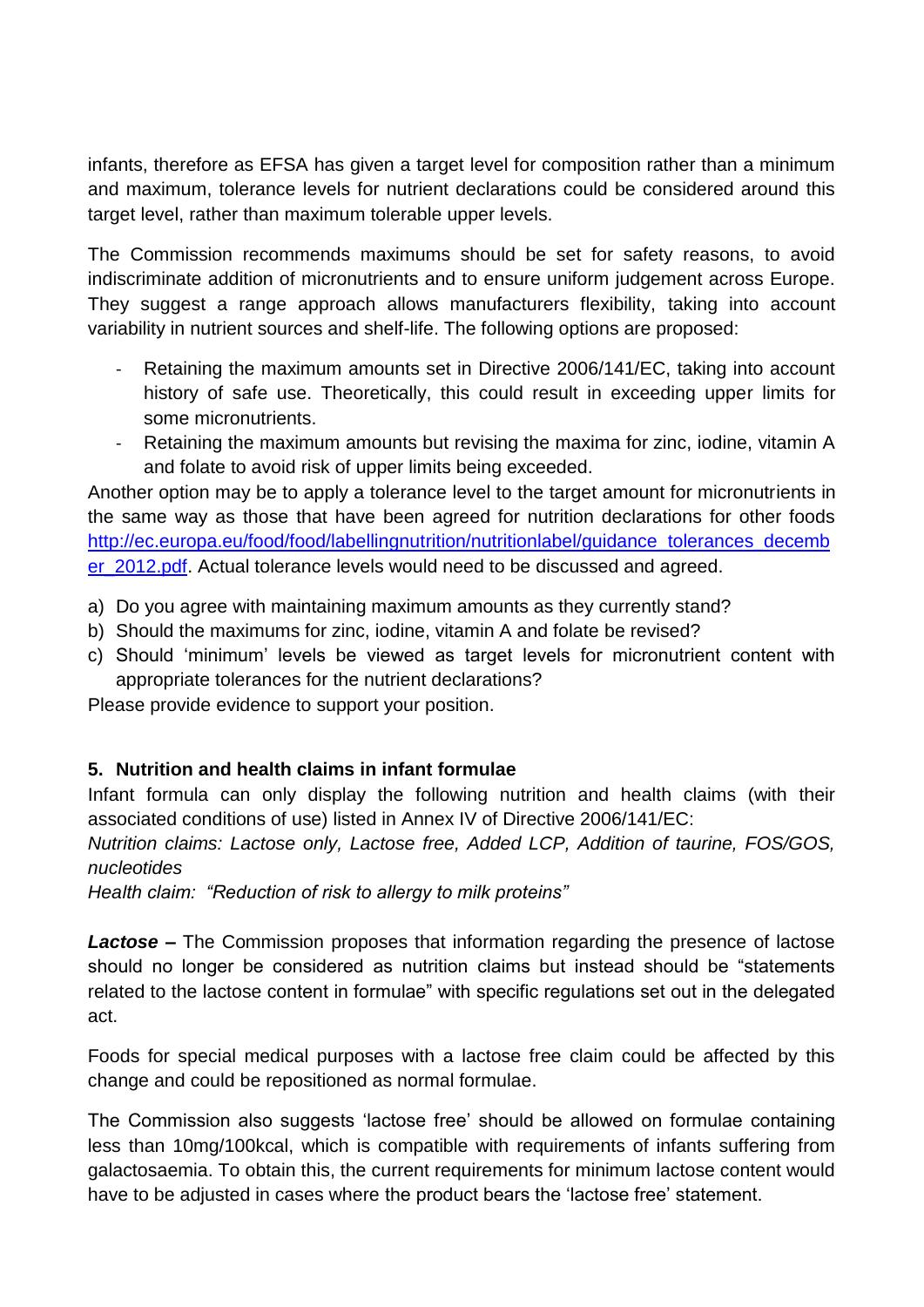infants, therefore as EFSA has given a target level for composition rather than a minimum and maximum, tolerance levels for nutrient declarations could be considered around this target level, rather than maximum tolerable upper levels.

The Commission recommends maximums should be set for safety reasons, to avoid indiscriminate addition of micronutrients and to ensure uniform judgement across Europe. They suggest a range approach allows manufacturers flexibility, taking into account variability in nutrient sources and shelf-life. The following options are proposed:

- Retaining the maximum amounts set in Directive 2006/141/EC, taking into account history of safe use. Theoretically, this could result in exceeding upper limits for some micronutrients.
- Retaining the maximum amounts but revising the maxima for zinc, iodine, vitamin A and folate to avoid risk of upper limits being exceeded.

Another option may be to apply a tolerance level to the target amount for micronutrients in the same way as those that have been agreed for nutrition declarations for other foods [http://ec.europa.eu/food/food/labellingnutrition/nutritionlabel/guidance_tolerances_december_2012.pdf](http://ec.europa.eu/food/food/labellingnutrition/nutritionlabel/guidance_tolerances_december_2012.pdf). Actual tolerance levels would need to be discussed and agreed.

a) Do you agree with maintaining maximum amounts as they currently stand?
b) Should the maximums for zinc, iodine, vitamin A and folate be revised?
c) Should 'minimum' levels be viewed as target levels for micronutrient content with appropriate tolerances for the nutrient declarations?

Please provide evidence to support your position.

## 5. Nutrition and health claims in infant formulae

Infant formula can only display the following nutrition and health claims (with their associated conditions of use) listed in Annex IV of Directive 2006/141/EC:

*Nutrition claims: Lactose only, Lactose free, Added LCP, Addition of taurine, FOS/GOS, nucleotides*

*Health claim: "Reduction of risk to allergy to milk proteins"*

***Lactose*** **–** The Commission proposes that information regarding the presence of lactose should no longer be considered as nutrition claims but instead should be "statements related to the lactose content in formulae" with specific regulations set out in the delegated act.

Foods for special medical purposes with a lactose free claim could be affected by this change and could be repositioned as normal formulae.

The Commission also suggests 'lactose free' should be allowed on formulae containing less than 10mg/100kcal, which is compatible with requirements of infants suffering from galactosaemia. To obtain this, the current requirements for minimum lactose content would have to be adjusted in cases where the product bears the 'lactose free' statement.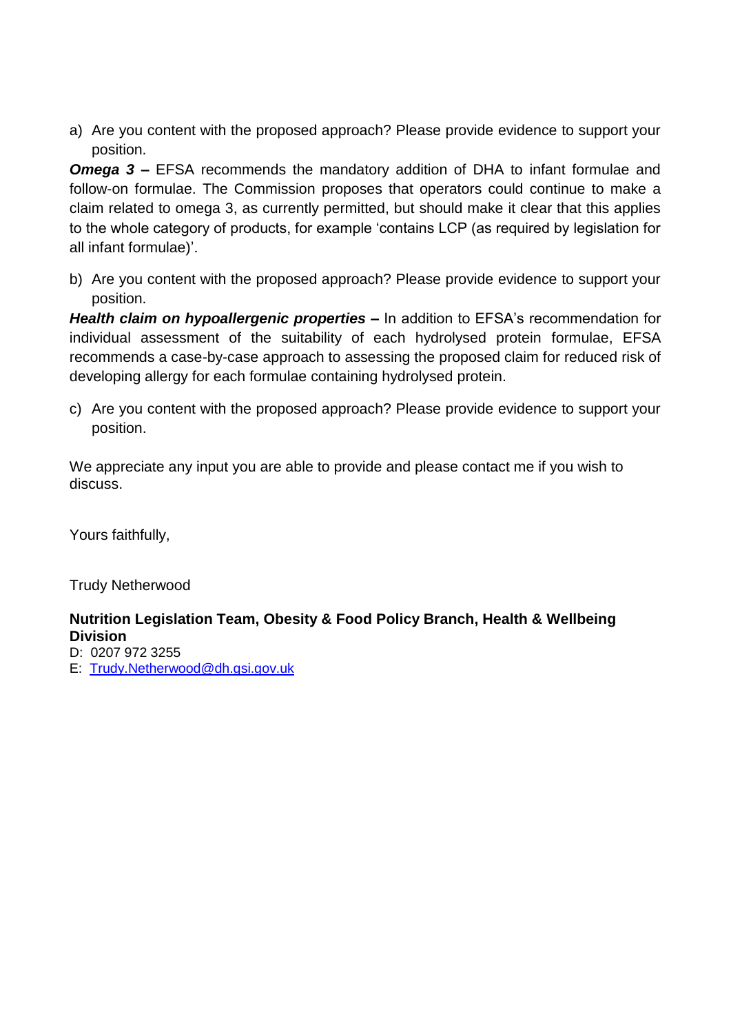a) Are you content with the proposed approach? Please provide evidence to support your position.

***Omega 3*** **–** EFSA recommends the mandatory addition of DHA to infant formulae and follow-on formulae. The Commission proposes that operators could continue to make a claim related to omega 3, as currently permitted, but should make it clear that this applies to the whole category of products, for example 'contains LCP (as required by legislation for all infant formulae)'.

b) Are you content with the proposed approach? Please provide evidence to support your position.

***Health claim on hypoallergenic properties*** **–** In addition to EFSA's recommendation for individual assessment of the suitability of each hydrolysed protein formulae, EFSA recommends a case-by-case approach to assessing the proposed claim for reduced risk of developing allergy for each formulae containing hydrolysed protein.

c) Are you content with the proposed approach? Please provide evidence to support your position.

We appreciate any input you are able to provide and please contact me if you wish to discuss.

Yours faithfully,

Trudy Netherwood

**Nutrition Legislation Team, Obesity & Food Policy Branch, Health & Wellbeing Division**

D: 0207 972 3255

E: Trudy.Netherwood@dh.gsi.gov.uk